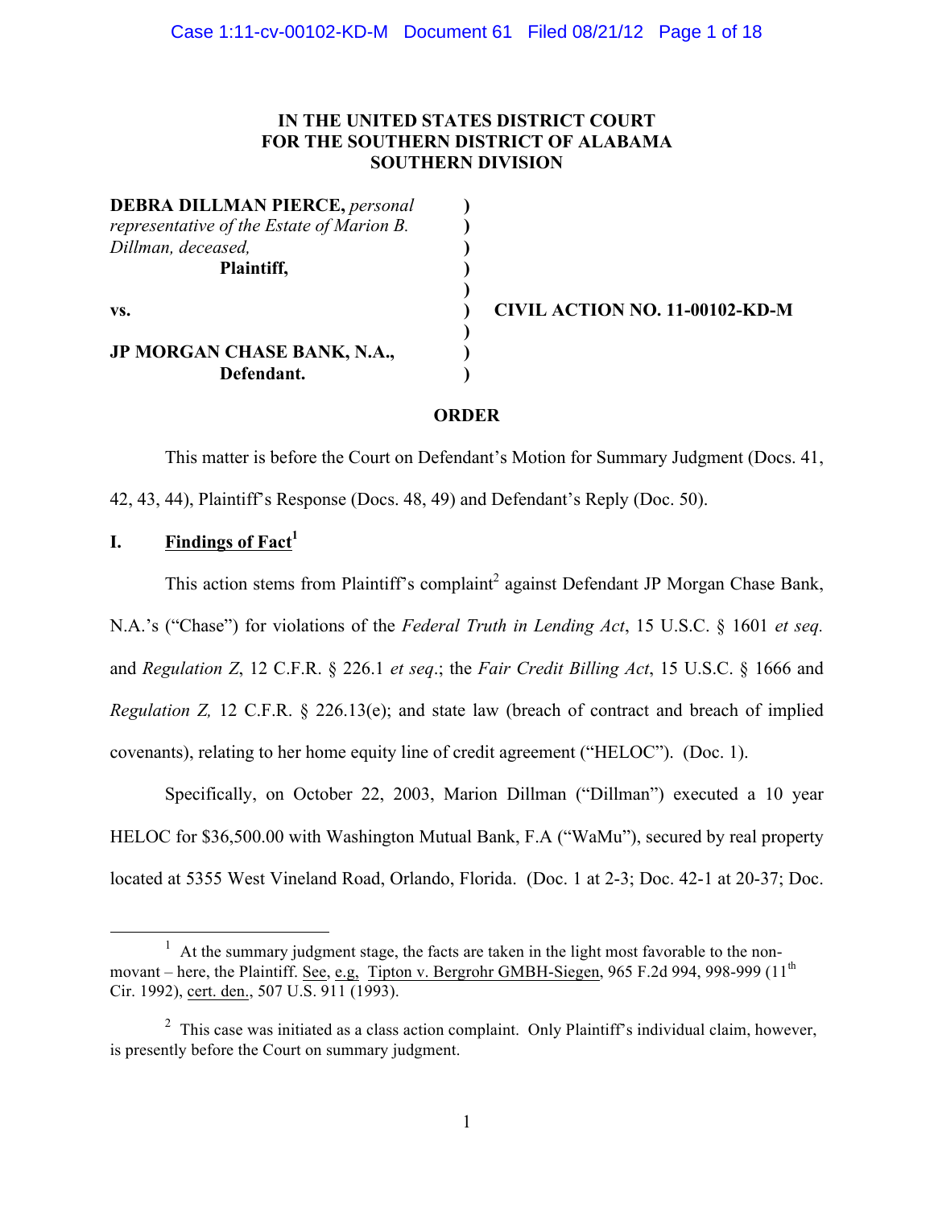**IN THE UNITED STATES DISTRICT COURT**
**FOR THE SOUTHERN DISTRICT OF ALABAMA**
**SOUTHERN DIVISION**

| | | |
|---|---|---|
| **DEBRA DILLMAN PIERCE,** *personal representative of the Estate of Marion B. Dillman, deceased,* | ) | |
| **Plaintiff,** | ) | |
| | ) | |
| **vs.** | ) | **CIVIL ACTION NO. 11-00102-KD-M** |
| | ) | |
| **JP MORGAN CHASE BANK, N.A.,** | ) | |
| **Defendant.** | ) | |

**ORDER**

This matter is before the Court on Defendant's Motion for Summary Judgment (Docs. 41, 42, 43, 44), Plaintiff's Response (Docs. 48, 49) and Defendant's Reply (Doc. 50).

## I. Findings of Fact[1]

This action stems from Plaintiff's complaint[2] against Defendant JP Morgan Chase Bank, N.A.'s ("Chase") for violations of the *Federal Truth in Lending Act*, 15 U.S.C. § 1601 *et seq.* and *Regulation Z*, 12 C.F.R. § 226.1 *et seq*.; the *Fair Credit Billing Act*, 15 U.S.C. § 1666 and *Regulation Z,* 12 C.F.R. § 226.13(e); and state law (breach of contract and breach of implied covenants), relating to her home equity line of credit agreement ("HELOC"). (Doc. 1).

Specifically, on October 22, 2003, Marion Dillman ("Dillman") executed a 10 year HELOC for $36,500.00 with Washington Mutual Bank, F.A ("WaMu"), secured by real property located at 5355 West Vineland Road, Orlando, Florida. (Doc. 1 at 2-3; Doc. 42-1 at 20-37; Doc.

---

[1] At the summary judgment stage, the facts are taken in the light most favorable to the non-movant – here, the Plaintiff. See, e.g, Tipton v. Bergrohr GMBH-Siegen, 965 F.2d 994, 998-999 (11th Cir. 1992), cert. den., 507 U.S. 911 (1993).

[2] This case was initiated as a class action complaint. Only Plaintiff's individual claim, however, is presently before the Court on summary judgment.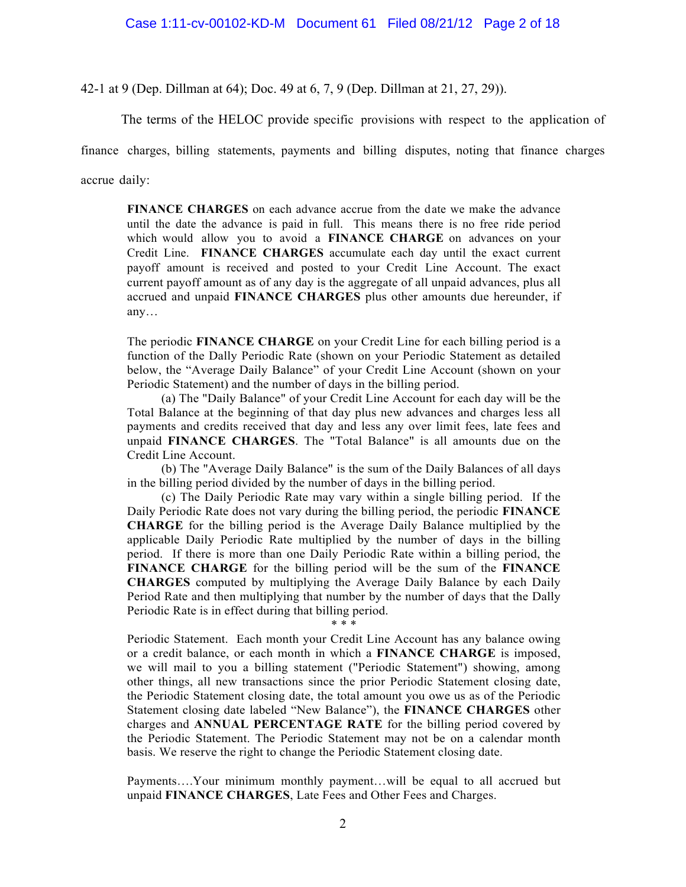42-1 at 9 (Dep. Dillman at 64); Doc. 49 at 6, 7, 9 (Dep. Dillman at 21, 27, 29)).

The terms of the HELOC provide specific provisions with respect to the application of finance charges, billing statements, payments and billing disputes, noting that finance charges accrue daily:

> **FINANCE CHARGES** on each advance accrue from the date we make the advance until the date the advance is paid in full. This means there is no free ride period which would allow you to avoid a **FINANCE CHARGE** on advances on your Credit Line. **FINANCE CHARGES** accumulate each day until the exact current payoff amount is received and posted to your Credit Line Account. The exact current payoff amount as of any day is the aggregate of all unpaid advances, plus all accrued and unpaid **FINANCE CHARGES** plus other amounts due hereunder, if any…
>
> The periodic **FINANCE CHARGE** on your Credit Line for each billing period is a function of the Dally Periodic Rate (shown on your Periodic Statement as detailed below, the "Average Daily Balance" of your Credit Line Account (shown on your Periodic Statement) and the number of days in the billing period.
>
> (a) The "Daily Balance" of your Credit Line Account for each day will be the Total Balance at the beginning of that day plus new advances and charges less all payments and credits received that day and less any over limit fees, late fees and unpaid **FINANCE CHARGES**. The "Total Balance" is all amounts due on the Credit Line Account.
>
> (b) The "Average Daily Balance" is the sum of the Daily Balances of all days in the billing period divided by the number of days in the billing period.
>
> (c) The Daily Periodic Rate may vary within a single billing period. If the Daily Periodic Rate does not vary during the billing period, the periodic **FINANCE CHARGE** for the billing period is the Average Daily Balance multiplied by the applicable Daily Periodic Rate multiplied by the number of days in the billing period. If there is more than one Daily Periodic Rate within a billing period, the **FINANCE CHARGE** for the billing period will be the sum of the **FINANCE CHARGES** computed by multiplying the Average Daily Balance by each Daily Period Rate and then multiplying that number by the number of days that the Dally Periodic Rate is in effect during that billing period.
>
> \* \* \*
>
> Periodic Statement. Each month your Credit Line Account has any balance owing or a credit balance, or each month in which a **FINANCE CHARGE** is imposed, we will mail to you a billing statement ("Periodic Statement") showing, among other things, all new transactions since the prior Periodic Statement closing date, the Periodic Statement closing date, the total amount you owe us as of the Periodic Statement closing date labeled "New Balance"), the **FINANCE CHARGES** other charges and **ANNUAL PERCENTAGE RATE** for the billing period covered by the Periodic Statement. The Periodic Statement may not be on a calendar month basis. We reserve the right to change the Periodic Statement closing date.
>
> Payments….Your minimum monthly payment…will be equal to all accrued but unpaid **FINANCE CHARGES**, Late Fees and Other Fees and Charges.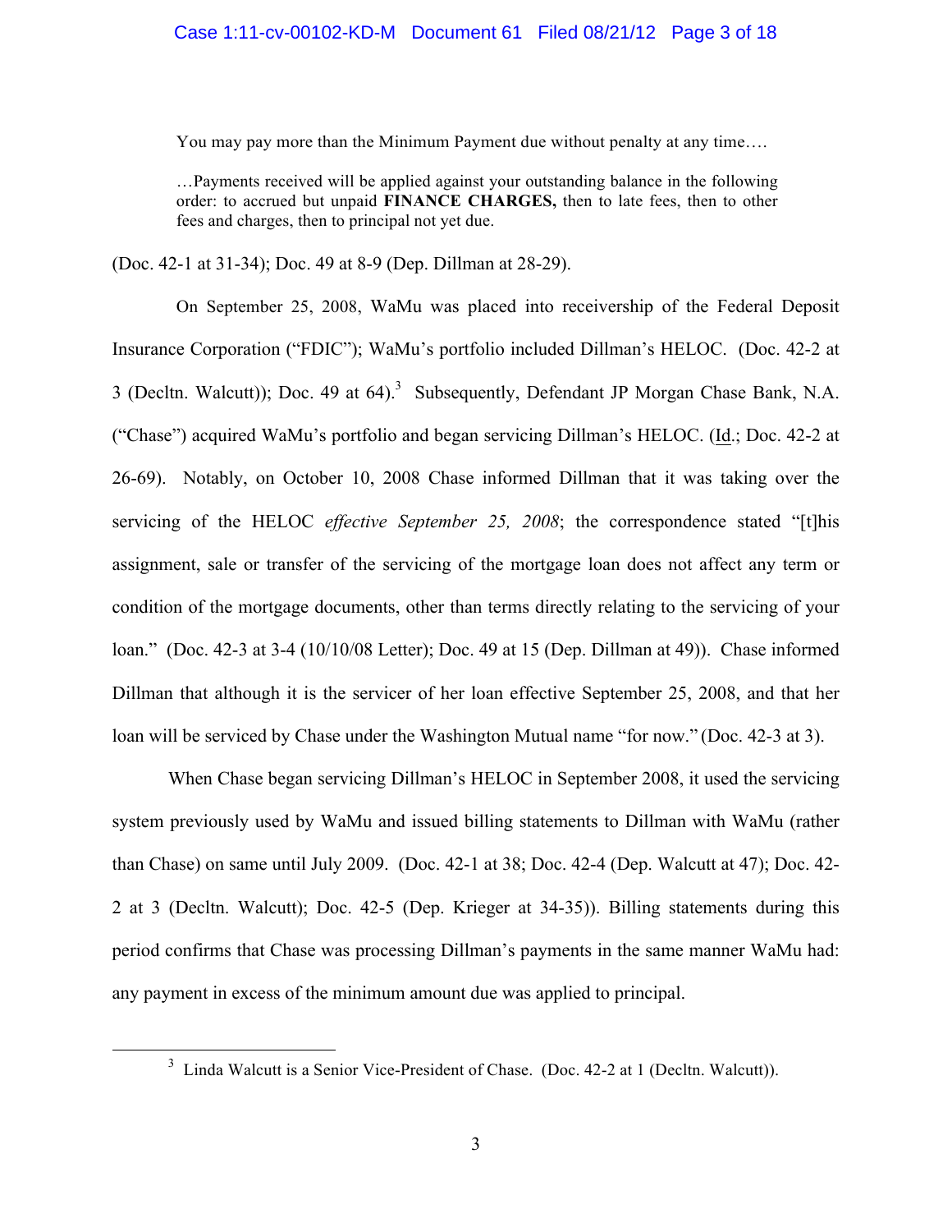> You may pay more than the Minimum Payment due without penalty at any time….
>
> …Payments received will be applied against your outstanding balance in the following order: to accrued but unpaid **FINANCE CHARGES,** then to late fees, then to other fees and charges, then to principal not yet due.

(Doc. 42-1 at 31-34); Doc. 49 at 8-9 (Dep. Dillman at 28-29).

On September 25, 2008, WaMu was placed into receivership of the Federal Deposit Insurance Corporation ("FDIC"); WaMu's portfolio included Dillman's HELOC. (Doc. 42-2 at 3 (Decltn. Walcutt)); Doc. 49 at 64).[3] Subsequently, Defendant JP Morgan Chase Bank, N.A. ("Chase") acquired WaMu's portfolio and began servicing Dillman's HELOC. (Id.; Doc. 42-2 at 26-69). Notably, on October 10, 2008 Chase informed Dillman that it was taking over the servicing of the HELOC *effective September 25, 2008*; the correspondence stated "[t]his assignment, sale or transfer of the servicing of the mortgage loan does not affect any term or condition of the mortgage documents, other than terms directly relating to the servicing of your loan." (Doc. 42-3 at 3-4 (10/10/08 Letter); Doc. 49 at 15 (Dep. Dillman at 49)). Chase informed Dillman that although it is the servicer of her loan effective September 25, 2008, and that her loan will be serviced by Chase under the Washington Mutual name "for now." (Doc. 42-3 at 3).

When Chase began servicing Dillman's HELOC in September 2008, it used the servicing system previously used by WaMu and issued billing statements to Dillman with WaMu (rather than Chase) on same until July 2009. (Doc. 42-1 at 38; Doc. 42-4 (Dep. Walcutt at 47); Doc. 42-2 at 3 (Decltn. Walcutt); Doc. 42-5 (Dep. Krieger at 34-35)). Billing statements during this period confirms that Chase was processing Dillman's payments in the same manner WaMu had: any payment in excess of the minimum amount due was applied to principal.

[3] Linda Walcutt is a Senior Vice-President of Chase. (Doc. 42-2 at 1 (Decltn. Walcutt)).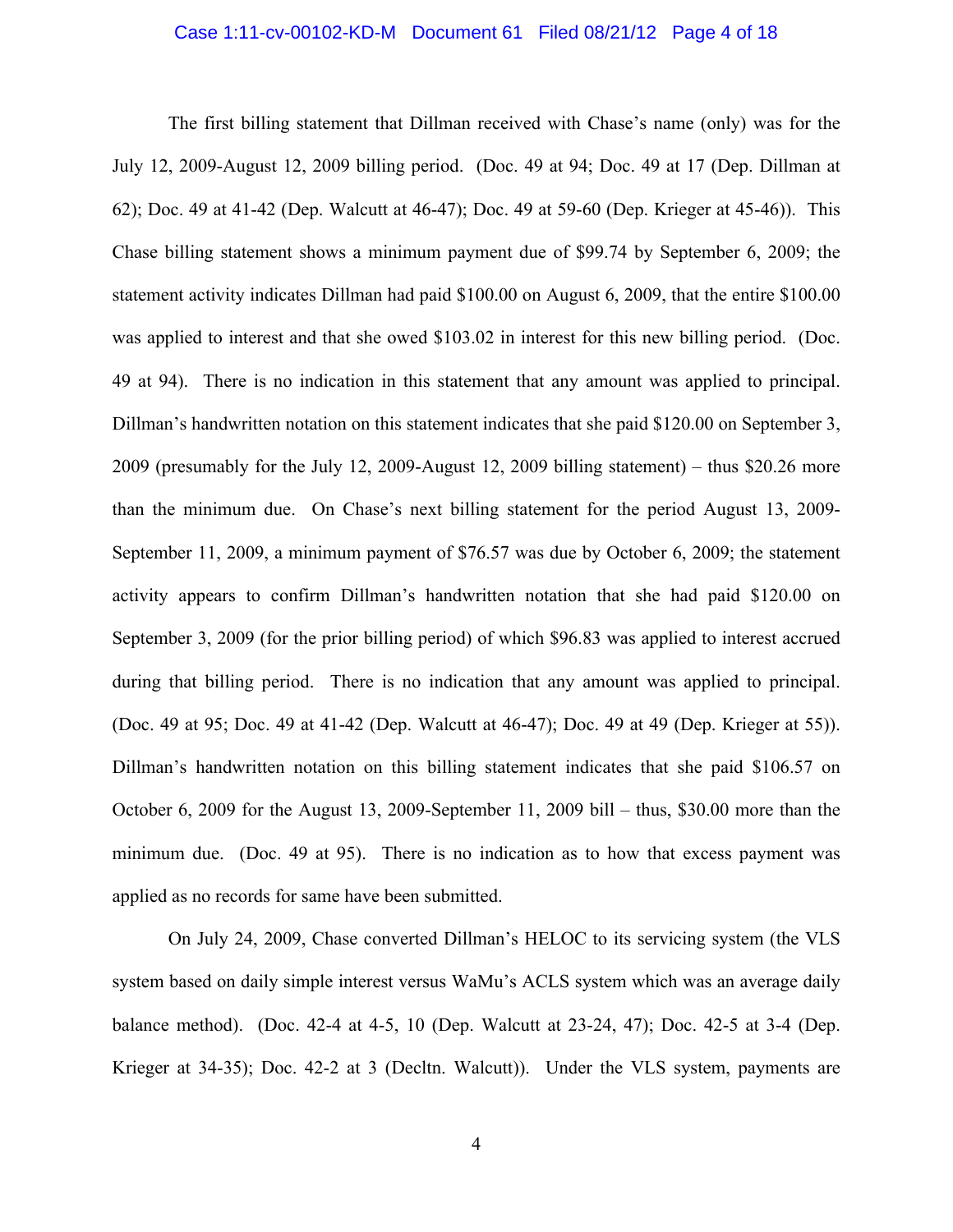The first billing statement that Dillman received with Chase's name (only) was for the July 12, 2009-August 12, 2009 billing period. (Doc. 49 at 94; Doc. 49 at 17 (Dep. Dillman at 62); Doc. 49 at 41-42 (Dep. Walcutt at 46-47); Doc. 49 at 59-60 (Dep. Krieger at 45-46)). This Chase billing statement shows a minimum payment due of $99.74 by September 6, 2009; the statement activity indicates Dillman had paid $100.00 on August 6, 2009, that the entire $100.00 was applied to interest and that she owed $103.02 in interest for this new billing period. (Doc. 49 at 94). There is no indication in this statement that any amount was applied to principal. Dillman's handwritten notation on this statement indicates that she paid $120.00 on September 3, 2009 (presumably for the July 12, 2009-August 12, 2009 billing statement) – thus $20.26 more than the minimum due. On Chase's next billing statement for the period August 13, 2009-September 11, 2009, a minimum payment of $76.57 was due by October 6, 2009; the statement activity appears to confirm Dillman's handwritten notation that she had paid $120.00 on September 3, 2009 (for the prior billing period) of which $96.83 was applied to interest accrued during that billing period. There is no indication that any amount was applied to principal. (Doc. 49 at 95; Doc. 49 at 41-42 (Dep. Walcutt at 46-47); Doc. 49 at 49 (Dep. Krieger at 55)). Dillman's handwritten notation on this billing statement indicates that she paid $106.57 on October 6, 2009 for the August 13, 2009-September 11, 2009 bill – thus, $30.00 more than the minimum due. (Doc. 49 at 95). There is no indication as to how that excess payment was applied as no records for same have been submitted.

On July 24, 2009, Chase converted Dillman's HELOC to its servicing system (the VLS system based on daily simple interest versus WaMu's ACLS system which was an average daily balance method). (Doc. 42-4 at 4-5, 10 (Dep. Walcutt at 23-24, 47); Doc. 42-5 at 3-4 (Dep. Krieger at 34-35); Doc. 42-2 at 3 (Decltn. Walcutt)). Under the VLS system, payments are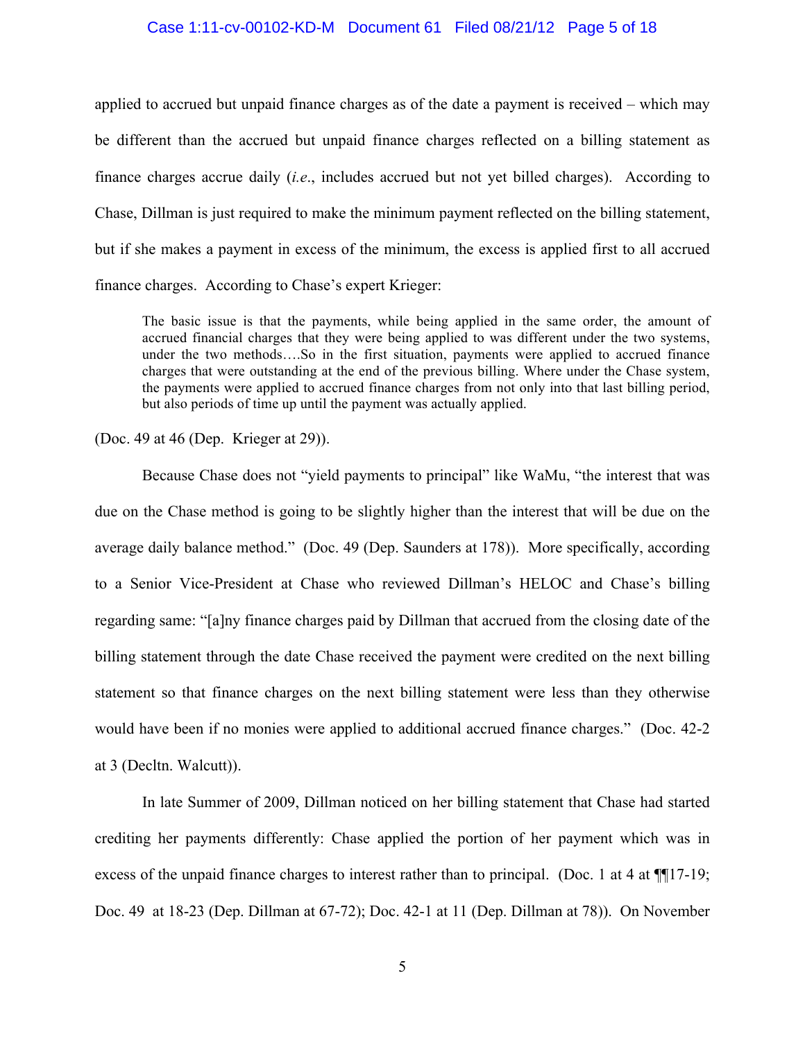applied to accrued but unpaid finance charges as of the date a payment is received – which may be different than the accrued but unpaid finance charges reflected on a billing statement as finance charges accrue daily (*i.e*., includes accrued but not yet billed charges). According to Chase, Dillman is just required to make the minimum payment reflected on the billing statement, but if she makes a payment in excess of the minimum, the excess is applied first to all accrued finance charges. According to Chase's expert Krieger:

> The basic issue is that the payments, while being applied in the same order, the amount of accrued financial charges that they were being applied to was different under the two systems, under the two methods….So in the first situation, payments were applied to accrued finance charges that were outstanding at the end of the previous billing. Where under the Chase system, the payments were applied to accrued finance charges from not only into that last billing period, but also periods of time up until the payment was actually applied.

(Doc. 49 at 46 (Dep. Krieger at 29)).

Because Chase does not "yield payments to principal" like WaMu, "the interest that was due on the Chase method is going to be slightly higher than the interest that will be due on the average daily balance method." (Doc. 49 (Dep. Saunders at 178)). More specifically, according to a Senior Vice-President at Chase who reviewed Dillman's HELOC and Chase's billing regarding same: "[a]ny finance charges paid by Dillman that accrued from the closing date of the billing statement through the date Chase received the payment were credited on the next billing statement so that finance charges on the next billing statement were less than they otherwise would have been if no monies were applied to additional accrued finance charges." (Doc. 42-2 at 3 (Decltn. Walcutt)).

In late Summer of 2009, Dillman noticed on her billing statement that Chase had started crediting her payments differently: Chase applied the portion of her payment which was in excess of the unpaid finance charges to interest rather than to principal. (Doc. 1 at 4 at ¶¶17-19; Doc. 49 at 18-23 (Dep. Dillman at 67-72); Doc. 42-1 at 11 (Dep. Dillman at 78)). On November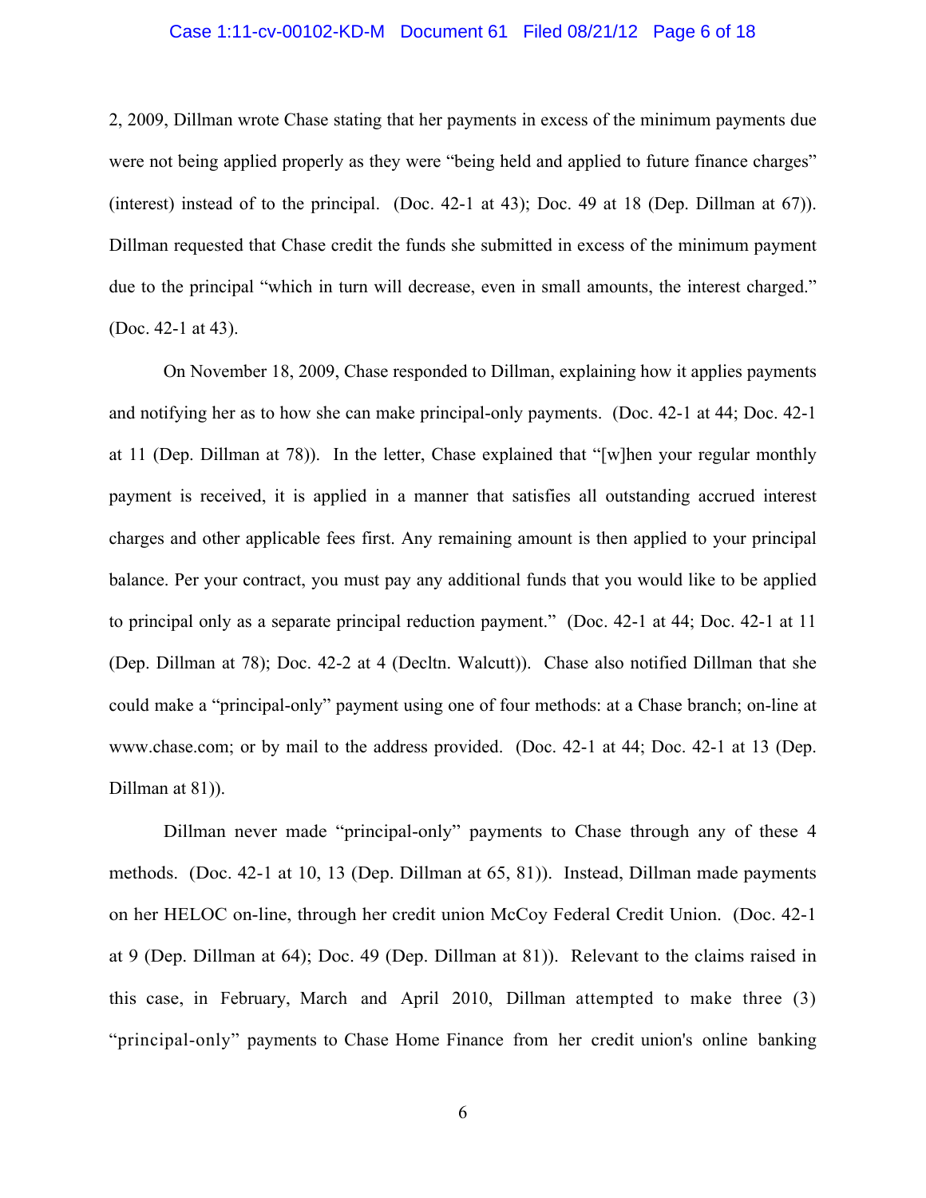2, 2009, Dillman wrote Chase stating that her payments in excess of the minimum payments due were not being applied properly as they were "being held and applied to future finance charges" (interest) instead of to the principal. (Doc. 42-1 at 43); Doc. 49 at 18 (Dep. Dillman at 67)). Dillman requested that Chase credit the funds she submitted in excess of the minimum payment due to the principal "which in turn will decrease, even in small amounts, the interest charged." (Doc. 42-1 at 43).

On November 18, 2009, Chase responded to Dillman, explaining how it applies payments and notifying her as to how she can make principal-only payments. (Doc. 42-1 at 44; Doc. 42-1 at 11 (Dep. Dillman at 78)). In the letter, Chase explained that "[w]hen your regular monthly payment is received, it is applied in a manner that satisfies all outstanding accrued interest charges and other applicable fees first. Any remaining amount is then applied to your principal balance. Per your contract, you must pay any additional funds that you would like to be applied to principal only as a separate principal reduction payment." (Doc. 42-1 at 44; Doc. 42-1 at 11 (Dep. Dillman at 78); Doc. 42-2 at 4 (Decltn. Walcutt)). Chase also notified Dillman that she could make a "principal-only" payment using one of four methods: at a Chase branch; on-line at www.chase.com; or by mail to the address provided. (Doc. 42-1 at 44; Doc. 42-1 at 13 (Dep. Dillman at 81)).

Dillman never made "principal-only" payments to Chase through any of these 4 methods. (Doc. 42-1 at 10, 13 (Dep. Dillman at 65, 81)). Instead, Dillman made payments on her HELOC on-line, through her credit union McCoy Federal Credit Union. (Doc. 42-1 at 9 (Dep. Dillman at 64); Doc. 49 (Dep. Dillman at 81)). Relevant to the claims raised in this case, in February, March and April 2010, Dillman attempted to make three (3) "principal-only" payments to Chase Home Finance from her credit union's online banking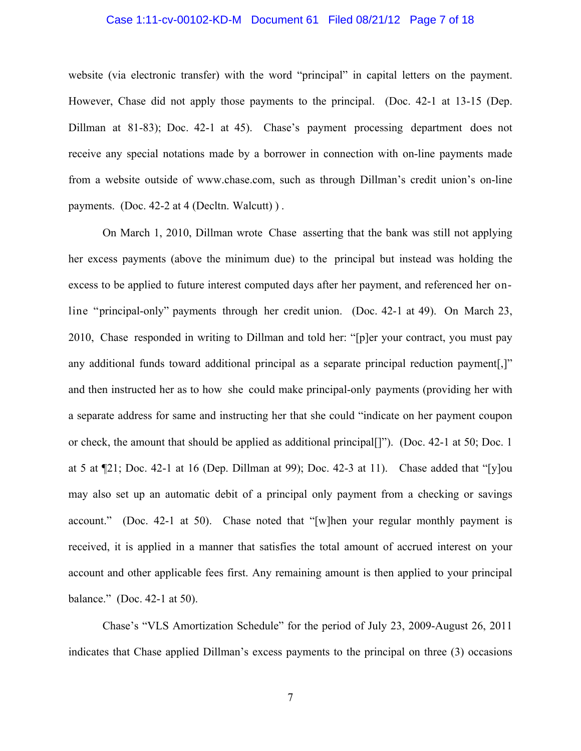website (via electronic transfer) with the word "principal" in capital letters on the payment. However, Chase did not apply those payments to the principal. (Doc. 42-1 at 13-15 (Dep. Dillman at 81-83); Doc. 42-1 at 45). Chase's payment processing department does not receive any special notations made by a borrower in connection with on-line payments made from a website outside of www.chase.com, such as through Dillman's credit union's on-line payments. (Doc. 42-2 at 4 (Decltn. Walcutt) ) .

On March 1, 2010, Dillman wrote Chase asserting that the bank was still not applying her excess payments (above the minimum due) to the principal but instead was holding the excess to be applied to future interest computed days after her payment, and referenced her on-line "principal-only" payments through her credit union. (Doc. 42-1 at 49). On March 23, 2010, Chase responded in writing to Dillman and told her: "[p]er your contract, you must pay any additional funds toward additional principal as a separate principal reduction payment[,]" and then instructed her as to how she could make principal-only payments (providing her with a separate address for same and instructing her that she could "indicate on her payment coupon or check, the amount that should be applied as additional principal[]"). (Doc. 42-1 at 50; Doc. 1 at 5 at ¶21; Doc. 42-1 at 16 (Dep. Dillman at 99); Doc. 42-3 at 11). Chase added that "[y]ou may also set up an automatic debit of a principal only payment from a checking or savings account." (Doc. 42-1 at 50). Chase noted that "[w]hen your regular monthly payment is received, it is applied in a manner that satisfies the total amount of accrued interest on your account and other applicable fees first. Any remaining amount is then applied to your principal balance." (Doc. 42-1 at 50).

Chase's "VLS Amortization Schedule" for the period of July 23, 2009-August 26, 2011 indicates that Chase applied Dillman's excess payments to the principal on three (3) occasions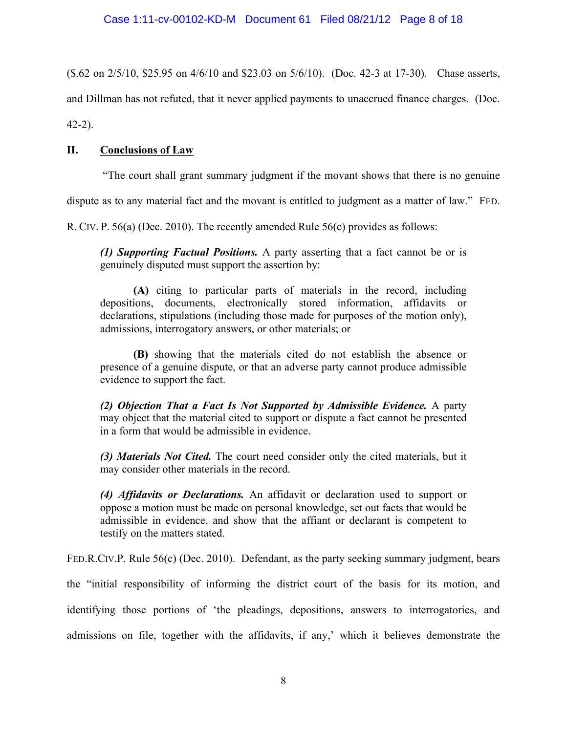($.62 on 2/5/10, $25.95 on 4/6/10 and $23.03 on 5/6/10). (Doc. 42-3 at 17-30). Chase asserts, and Dillman has not refuted, that it never applied payments to unaccrued finance charges. (Doc. 42-2).

## II. Conclusions of Law

"The court shall grant summary judgment if the movant shows that there is no genuine dispute as to any material fact and the movant is entitled to judgment as a matter of law." FED. R. CIV. P. 56(a) (Dec. 2010). The recently amended Rule 56(c) provides as follows:

> ***(1) Supporting Factual Positions.*** A party asserting that a fact cannot be or is genuinely disputed must support the assertion by:
>
> **(A)** citing to particular parts of materials in the record, including depositions, documents, electronically stored information, affidavits or declarations, stipulations (including those made for purposes of the motion only), admissions, interrogatory answers, or other materials; or
>
> **(B)** showing that the materials cited do not establish the absence or presence of a genuine dispute, or that an adverse party cannot produce admissible evidence to support the fact.
>
> ***(2) Objection That a Fact Is Not Supported by Admissible Evidence.*** A party may object that the material cited to support or dispute a fact cannot be presented in a form that would be admissible in evidence.
>
> ***(3) Materials Not Cited.*** The court need consider only the cited materials, but it may consider other materials in the record.
>
> ***(4) Affidavits or Declarations.*** An affidavit or declaration used to support or oppose a motion must be made on personal knowledge, set out facts that would be admissible in evidence, and show that the affiant or declarant is competent to testify on the matters stated.

FED.R.CIV.P. Rule 56(c) (Dec. 2010). Defendant, as the party seeking summary judgment, bears the "initial responsibility of informing the district court of the basis for its motion, and identifying those portions of 'the pleadings, depositions, answers to interrogatories, and admissions on file, together with the affidavits, if any,' which it believes demonstrate the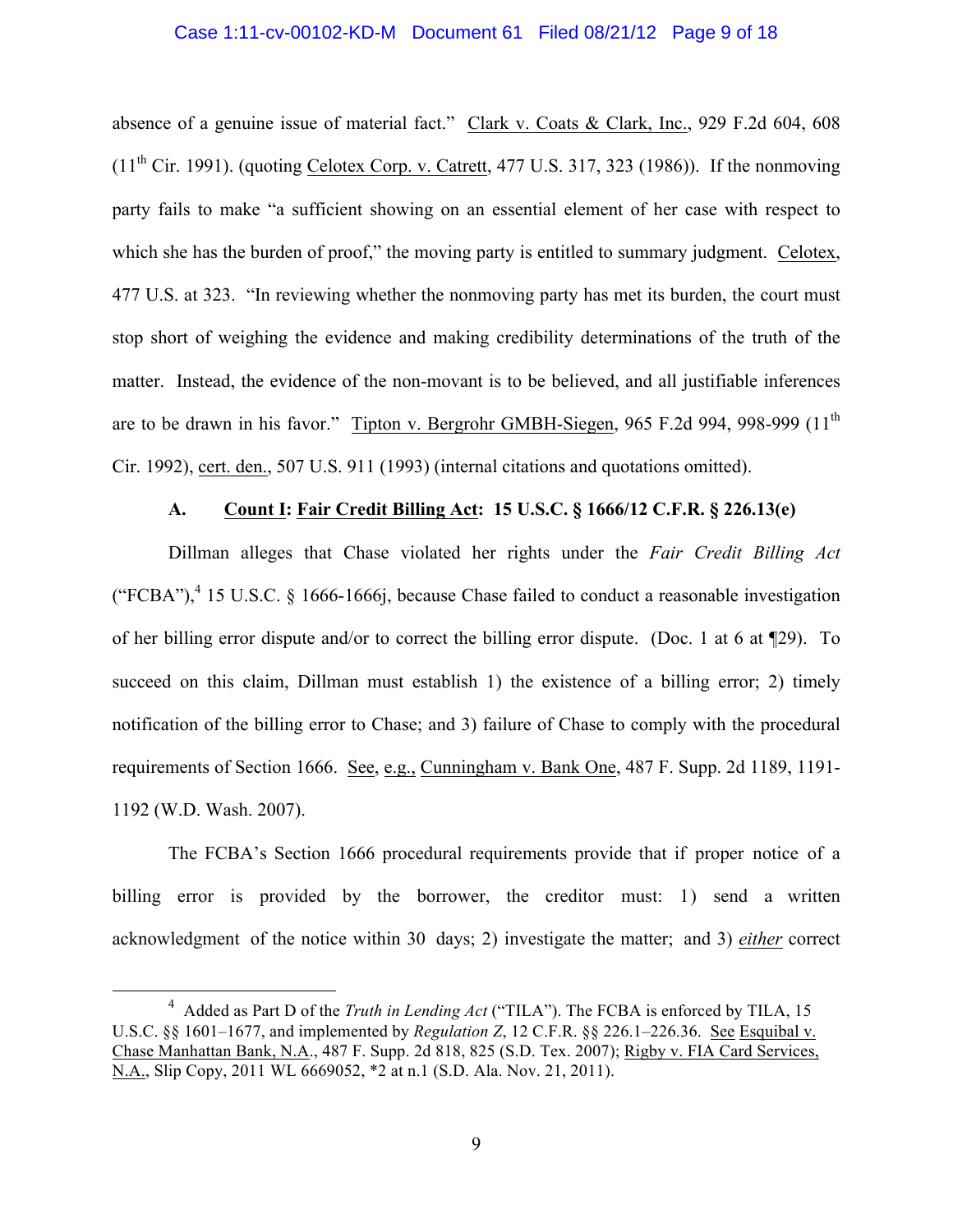absence of a genuine issue of material fact." Clark v. Coats & Clark, Inc., 929 F.2d 604, 608 (11th Cir. 1991). (quoting Celotex Corp. v. Catrett, 477 U.S. 317, 323 (1986)). If the nonmoving party fails to make "a sufficient showing on an essential element of her case with respect to which she has the burden of proof," the moving party is entitled to summary judgment. Celotex, 477 U.S. at 323. "In reviewing whether the nonmoving party has met its burden, the court must stop short of weighing the evidence and making credibility determinations of the truth of the matter. Instead, the evidence of the non-movant is to be believed, and all justifiable inferences are to be drawn in his favor." Tipton v. Bergrohr GMBH-Siegen, 965 F.2d 994, 998-999 (11th Cir. 1992), cert. den., 507 U.S. 911 (1993) (internal citations and quotations omitted).

### A. **Count I**: **Fair Credit Billing Act**: **15 U.S.C. § 1666/12 C.F.R. § 226.13(e)**

Dillman alleges that Chase violated her rights under the *Fair Credit Billing Act* ("FCBA"),[4] 15 U.S.C. § 1666-1666j, because Chase failed to conduct a reasonable investigation of her billing error dispute and/or to correct the billing error dispute. (Doc. 1 at 6 at ¶29). To succeed on this claim, Dillman must establish 1) the existence of a billing error; 2) timely notification of the billing error to Chase; and 3) failure of Chase to comply with the procedural requirements of Section 1666. See, e.g., Cunningham v. Bank One, 487 F. Supp. 2d 1189, 1191-1192 (W.D. Wash. 2007).

The FCBA's Section 1666 procedural requirements provide that if proper notice of a billing error is provided by the borrower, the creditor must: 1) send a written acknowledgment of the notice within 30 days; 2) investigate the matter; and 3) *either* correct

[4] Added as Part D of the *Truth in Lending Act* ("TILA"). The FCBA is enforced by TILA, 15 U.S.C. §§ 1601–1677, and implemented by *Regulation Z*, 12 C.F.R. §§ 226.1–226.36. See Esquibal v. Chase Manhattan Bank, N.A., 487 F. Supp. 2d 818, 825 (S.D. Tex. 2007); Rigby v. FIA Card Services, N.A., Slip Copy, 2011 WL 6669052, *2 at n.1 (S.D. Ala. Nov. 21, 2011).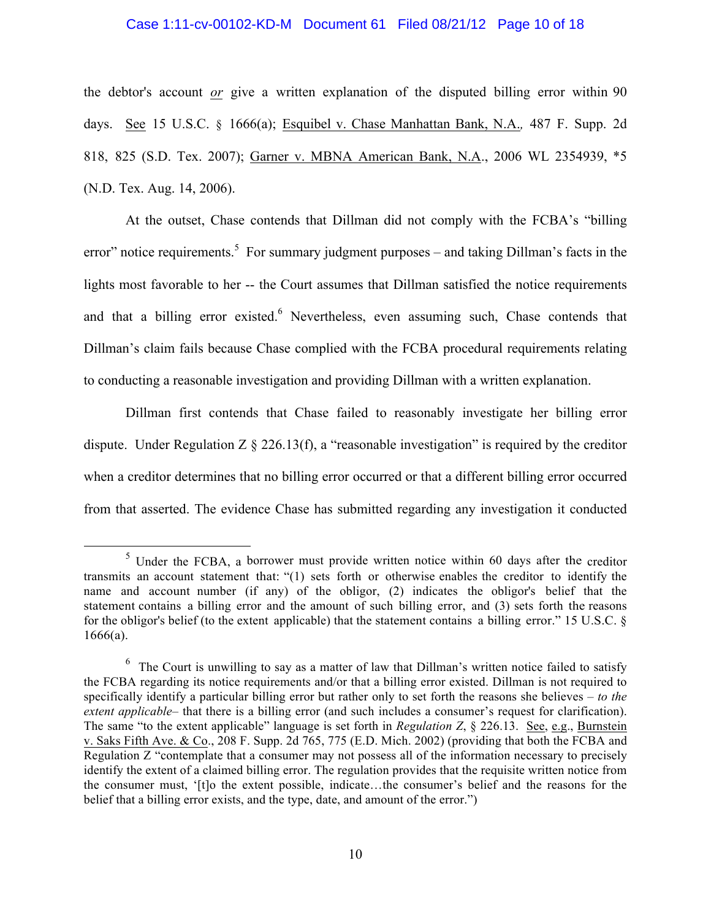the debtor's account *or* give a written explanation of the disputed billing error within 90 days. See 15 U.S.C. § 1666(a); Esquibel v. Chase Manhattan Bank, N.A., 487 F. Supp. 2d 818, 825 (S.D. Tex. 2007); Garner v. MBNA American Bank, N.A., 2006 WL 2354939, *5 (N.D. Tex. Aug. 14, 2006).

At the outset, Chase contends that Dillman did not comply with the FCBA's "billing error" notice requirements.[5] For summary judgment purposes – and taking Dillman's facts in the lights most favorable to her -- the Court assumes that Dillman satisfied the notice requirements and that a billing error existed.[6] Nevertheless, even assuming such, Chase contends that Dillman's claim fails because Chase complied with the FCBA procedural requirements relating to conducting a reasonable investigation and providing Dillman with a written explanation.

Dillman first contends that Chase failed to reasonably investigate her billing error dispute. Under Regulation Z § 226.13(f), a "reasonable investigation" is required by the creditor when a creditor determines that no billing error occurred or that a different billing error occurred from that asserted. The evidence Chase has submitted regarding any investigation it conducted

---

[5] Under the FCBA, a borrower must provide written notice within 60 days after the creditor transmits an account statement that: "(1) sets forth or otherwise enables the creditor to identify the name and account number (if any) of the obligor, (2) indicates the obligor's belief that the statement contains a billing error and the amount of such billing error, and (3) sets forth the reasons for the obligor's belief (to the extent applicable) that the statement contains a billing error." 15 U.S.C. § 1666(a).

[6] The Court is unwilling to say as a matter of law that Dillman's written notice failed to satisfy the FCBA regarding its notice requirements and/or that a billing error existed. Dillman is not required to specifically identify a particular billing error but rather only to set forth the reasons she believes – *to the extent applicable*– that there is a billing error (and such includes a consumer's request for clarification). The same "to the extent applicable" language is set forth in *Regulation Z*, § 226.13. See, e.g., Burnstein v. Saks Fifth Ave. & Co., 208 F. Supp. 2d 765, 775 (E.D. Mich. 2002) (providing that both the FCBA and Regulation Z "contemplate that a consumer may not possess all of the information necessary to precisely identify the extent of a claimed billing error. The regulation provides that the requisite written notice from the consumer must, '[t]o the extent possible, indicate…the consumer's belief and the reasons for the belief that a billing error exists, and the type, date, and amount of the error.")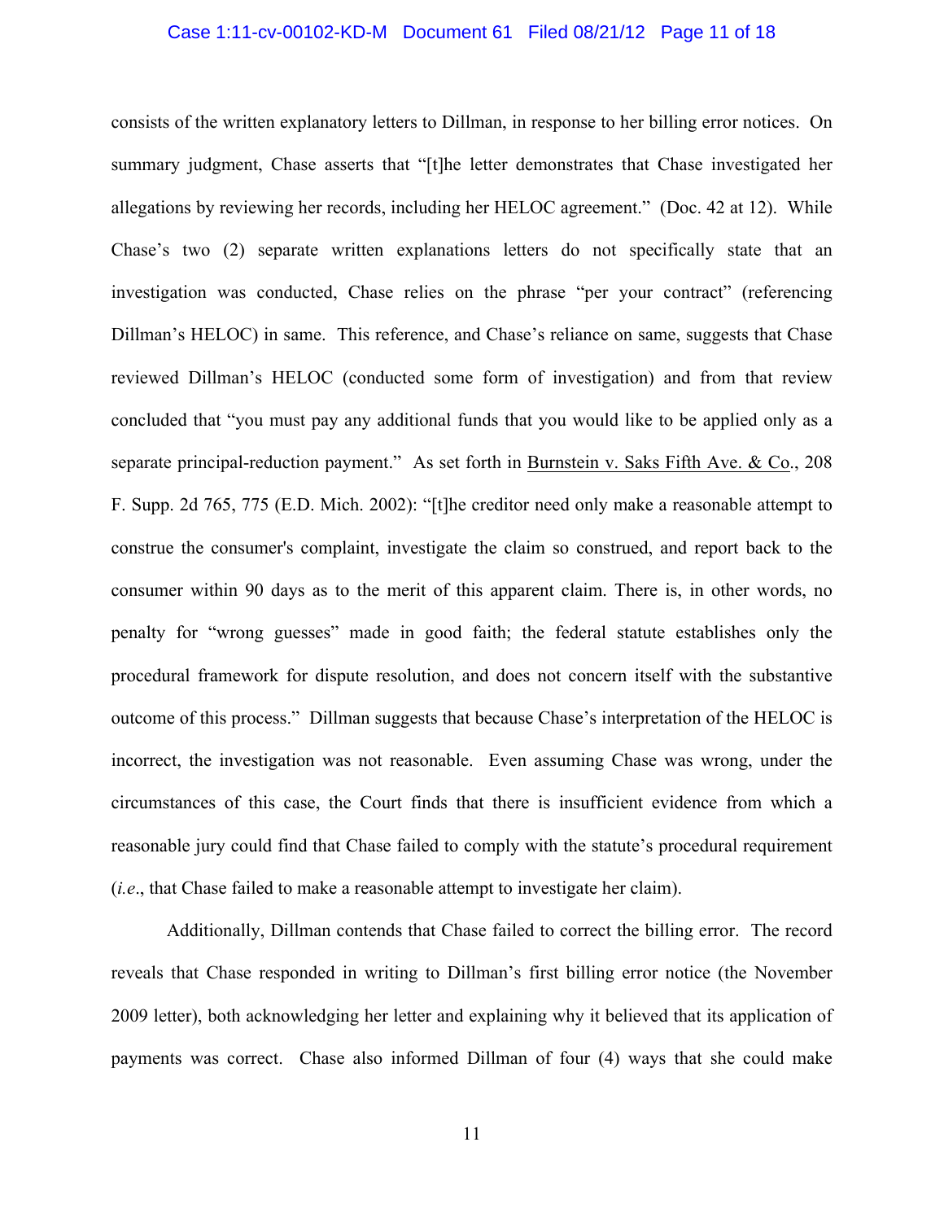consists of the written explanatory letters to Dillman, in response to her billing error notices. On summary judgment, Chase asserts that "[t]he letter demonstrates that Chase investigated her allegations by reviewing her records, including her HELOC agreement." (Doc. 42 at 12). While Chase's two (2) separate written explanations letters do not specifically state that an investigation was conducted, Chase relies on the phrase "per your contract" (referencing Dillman's HELOC) in same. This reference, and Chase's reliance on same, suggests that Chase reviewed Dillman's HELOC (conducted some form of investigation) and from that review concluded that "you must pay any additional funds that you would like to be applied only as a separate principal-reduction payment." As set forth in Burnstein v. Saks Fifth Ave. & Co., 208 F. Supp. 2d 765, 775 (E.D. Mich. 2002): "[t]he creditor need only make a reasonable attempt to construe the consumer's complaint, investigate the claim so construed, and report back to the consumer within 90 days as to the merit of this apparent claim. There is, in other words, no penalty for "wrong guesses" made in good faith; the federal statute establishes only the procedural framework for dispute resolution, and does not concern itself with the substantive outcome of this process." Dillman suggests that because Chase's interpretation of the HELOC is incorrect, the investigation was not reasonable. Even assuming Chase was wrong, under the circumstances of this case, the Court finds that there is insufficient evidence from which a reasonable jury could find that Chase failed to comply with the statute's procedural requirement (*i.e.*, that Chase failed to make a reasonable attempt to investigate her claim).

Additionally, Dillman contends that Chase failed to correct the billing error. The record reveals that Chase responded in writing to Dillman's first billing error notice (the November 2009 letter), both acknowledging her letter and explaining why it believed that its application of payments was correct. Chase also informed Dillman of four (4) ways that she could make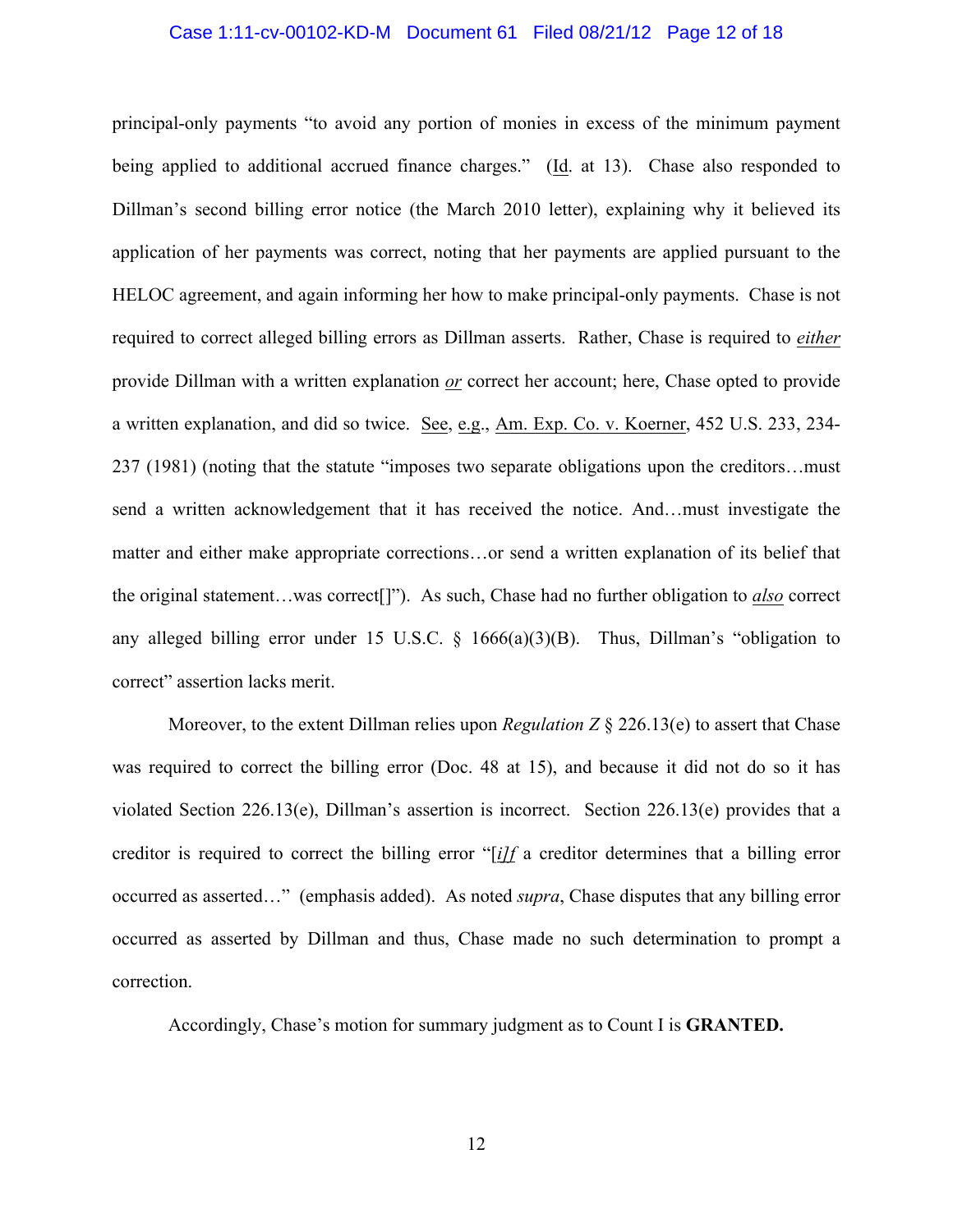principal-only payments "to avoid any portion of monies in excess of the minimum payment being applied to additional accrued finance charges." (Id. at 13). Chase also responded to Dillman's second billing error notice (the March 2010 letter), explaining why it believed its application of her payments was correct, noting that her payments are applied pursuant to the HELOC agreement, and again informing her how to make principal-only payments. Chase is not required to correct alleged billing errors as Dillman asserts. Rather, Chase is required to *either* provide Dillman with a written explanation *or* correct her account; here, Chase opted to provide a written explanation, and did so twice. See, e.g., Am. Exp. Co. v. Koerner, 452 U.S. 233, 234-237 (1981) (noting that the statute "imposes two separate obligations upon the creditors…must send a written acknowledgement that it has received the notice. And…must investigate the matter and either make appropriate corrections…or send a written explanation of its belief that the original statement…was correct[]"). As such, Chase had no further obligation to *also* correct any alleged billing error under 15 U.S.C. § 1666(a)(3)(B). Thus, Dillman's "obligation to correct" assertion lacks merit.

Moreover, to the extent Dillman relies upon *Regulation Z* § 226.13(e) to assert that Chase was required to correct the billing error (Doc. 48 at 15), and because it did not do so it has violated Section 226.13(e), Dillman's assertion is incorrect. Section 226.13(e) provides that a creditor is required to correct the billing error "[*i*]*f* a creditor determines that a billing error occurred as asserted…" (emphasis added). As noted *supra*, Chase disputes that any billing error occurred as asserted by Dillman and thus, Chase made no such determination to prompt a correction.

Accordingly, Chase's motion for summary judgment as to Count I is **GRANTED.**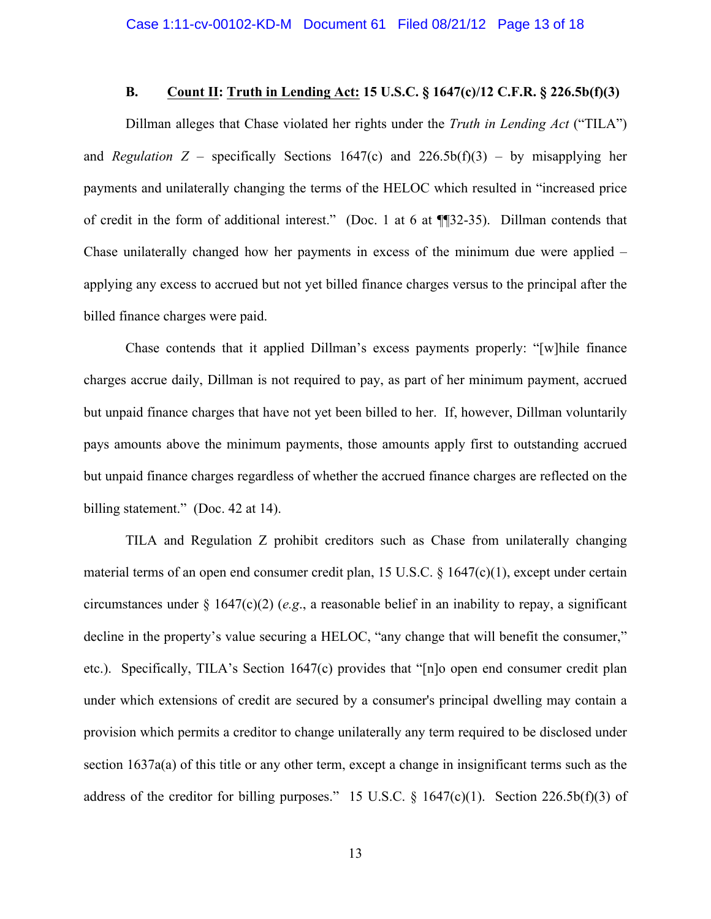### B. <u>Count II</u>: <u>Truth in Lending Act:</u> 15 U.S.C. § 1647(c)/12 C.F.R. § 226.5b(f)(3)

Dillman alleges that Chase violated her rights under the *Truth in Lending Act* ("TILA") and *Regulation Z* – specifically Sections 1647(c) and 226.5b(f)(3) – by misapplying her payments and unilaterally changing the terms of the HELOC which resulted in "increased price of credit in the form of additional interest." (Doc. 1 at 6 at ¶¶32-35). Dillman contends that Chase unilaterally changed how her payments in excess of the minimum due were applied – applying any excess to accrued but not yet billed finance charges versus to the principal after the billed finance charges were paid.

Chase contends that it applied Dillman's excess payments properly: "[w]hile finance charges accrue daily, Dillman is not required to pay, as part of her minimum payment, accrued but unpaid finance charges that have not yet been billed to her. If, however, Dillman voluntarily pays amounts above the minimum payments, those amounts apply first to outstanding accrued but unpaid finance charges regardless of whether the accrued finance charges are reflected on the billing statement." (Doc. 42 at 14).

TILA and Regulation Z prohibit creditors such as Chase from unilaterally changing material terms of an open end consumer credit plan, 15 U.S.C. § 1647(c)(1), except under certain circumstances under § 1647(c)(2) (*e.g.*, a reasonable belief in an inability to repay, a significant decline in the property's value securing a HELOC, "any change that will benefit the consumer," etc.). Specifically, TILA's Section 1647(c) provides that "[n]o open end consumer credit plan under which extensions of credit are secured by a consumer's principal dwelling may contain a provision which permits a creditor to change unilaterally any term required to be disclosed under section 1637a(a) of this title or any other term, except a change in insignificant terms such as the address of the creditor for billing purposes." 15 U.S.C. § 1647(c)(1). Section 226.5b(f)(3) of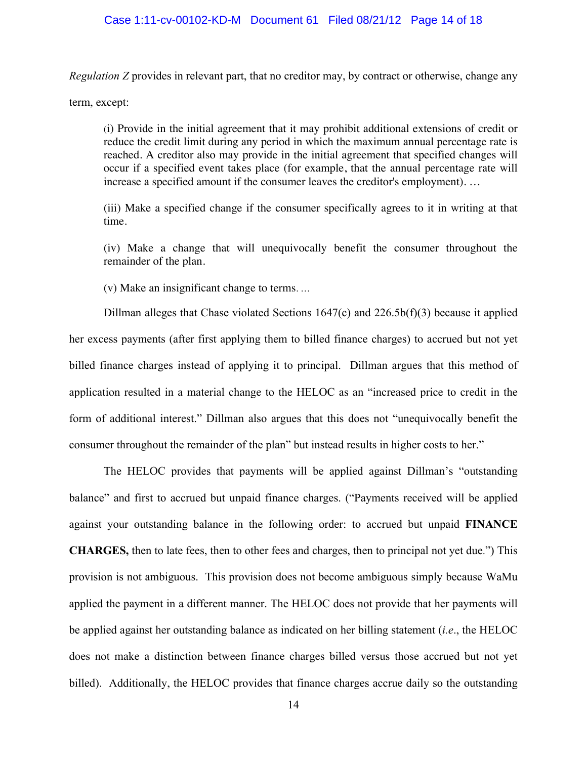*Regulation Z* provides in relevant part, that no creditor may, by contract or otherwise, change any term, except:

> (i) Provide in the initial agreement that it may prohibit additional extensions of credit or reduce the credit limit during any period in which the maximum annual percentage rate is reached. A creditor also may provide in the initial agreement that specified changes will occur if a specified event takes place (for example, that the annual percentage rate will increase a specified amount if the consumer leaves the creditor's employment). …
>
> (iii) Make a specified change if the consumer specifically agrees to it in writing at that time.
>
> (iv) Make a change that will unequivocally benefit the consumer throughout the remainder of the plan.
>
> (v) Make an insignificant change to terms. …

Dillman alleges that Chase violated Sections 1647(c) and 226.5b(f)(3) because it applied her excess payments (after first applying them to billed finance charges) to accrued but not yet billed finance charges instead of applying it to principal. Dillman argues that this method of application resulted in a material change to the HELOC as an "increased price to credit in the form of additional interest." Dillman also argues that this does not "unequivocally benefit the consumer throughout the remainder of the plan" but instead results in higher costs to her."

The HELOC provides that payments will be applied against Dillman's "outstanding balance" and first to accrued but unpaid finance charges. ("Payments received will be applied against your outstanding balance in the following order: to accrued but unpaid **FINANCE CHARGES,** then to late fees, then to other fees and charges, then to principal not yet due.") This provision is not ambiguous. This provision does not become ambiguous simply because WaMu applied the payment in a different manner. The HELOC does not provide that her payments will be applied against her outstanding balance as indicated on her billing statement (*i.e*., the HELOC does not make a distinction between finance charges billed versus those accrued but not yet billed). Additionally, the HELOC provides that finance charges accrue daily so the outstanding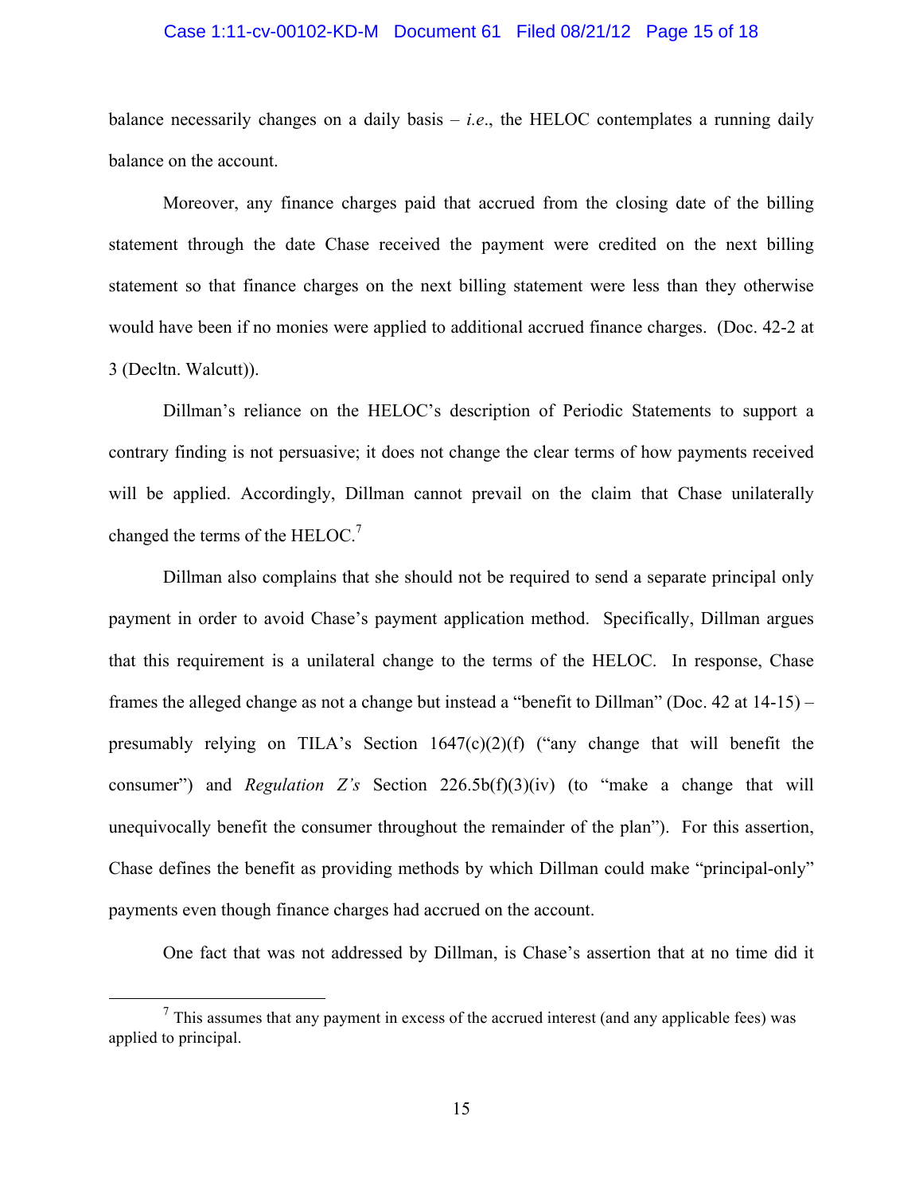balance necessarily changes on a daily basis – *i.e*., the HELOC contemplates a running daily balance on the account.

Moreover, any finance charges paid that accrued from the closing date of the billing statement through the date Chase received the payment were credited on the next billing statement so that finance charges on the next billing statement were less than they otherwise would have been if no monies were applied to additional accrued finance charges. (Doc. 42-2 at 3 (Decltn. Walcutt)).

Dillman's reliance on the HELOC's description of Periodic Statements to support a contrary finding is not persuasive; it does not change the clear terms of how payments received will be applied. Accordingly, Dillman cannot prevail on the claim that Chase unilaterally changed the terms of the HELOC.[7]

Dillman also complains that she should not be required to send a separate principal only payment in order to avoid Chase's payment application method. Specifically, Dillman argues that this requirement is a unilateral change to the terms of the HELOC. In response, Chase frames the alleged change as not a change but instead a "benefit to Dillman" (Doc. 42 at 14-15) – presumably relying on TILA's Section 1647(c)(2)(f) ("any change that will benefit the consumer") and *Regulation Z's* Section 226.5b(f)(3)(iv) (to "make a change that will unequivocally benefit the consumer throughout the remainder of the plan"). For this assertion, Chase defines the benefit as providing methods by which Dillman could make "principal-only" payments even though finance charges had accrued on the account.

One fact that was not addressed by Dillman, is Chase's assertion that at no time did it

---

[7] This assumes that any payment in excess of the accrued interest (and any applicable fees) was applied to principal.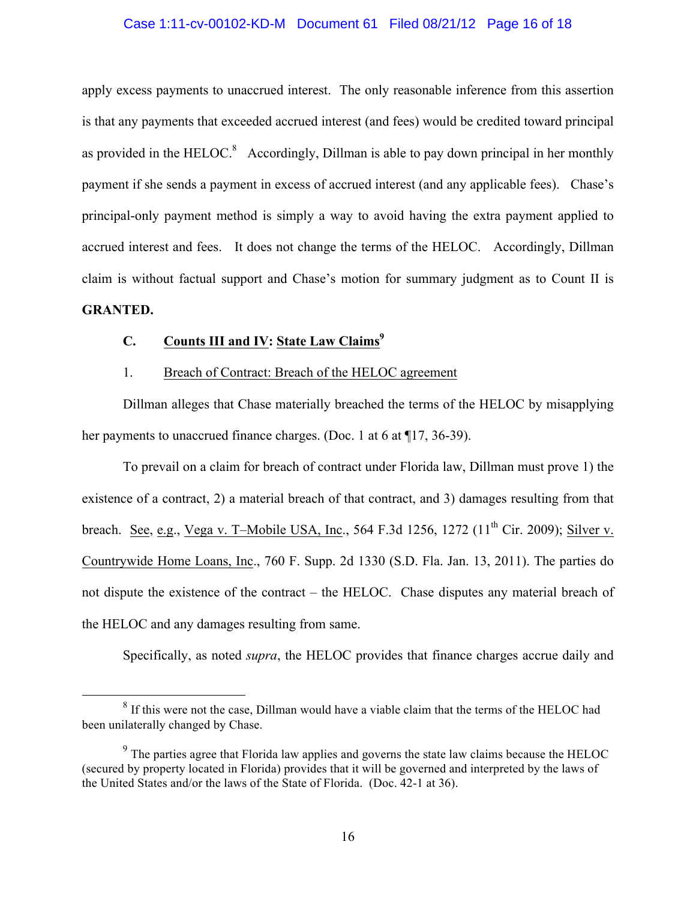apply excess payments to unaccrued interest. The only reasonable inference from this assertion is that any payments that exceeded accrued interest (and fees) would be credited toward principal as provided in the HELOC.[8] Accordingly, Dillman is able to pay down principal in her monthly payment if she sends a payment in excess of accrued interest (and any applicable fees). Chase's principal-only payment method is simply a way to avoid having the extra payment applied to accrued interest and fees. It does not change the terms of the HELOC. Accordingly, Dillman claim is without factual support and Chase's motion for summary judgment as to Count II is **GRANTED.**

### C. Counts III and IV: State Law Claims[9]

#### 1. Breach of Contract: Breach of the HELOC agreement

Dillman alleges that Chase materially breached the terms of the HELOC by misapplying her payments to unaccrued finance charges. (Doc. 1 at 6 at ¶17, 36-39).

To prevail on a claim for breach of contract under Florida law, Dillman must prove 1) the existence of a contract, 2) a material breach of that contract, and 3) damages resulting from that breach. See, e.g., Vega v. T–Mobile USA, Inc., 564 F.3d 1256, 1272 (11th Cir. 2009); Silver v. Countrywide Home Loans, Inc., 760 F. Supp. 2d 1330 (S.D. Fla. Jan. 13, 2011). The parties do not dispute the existence of the contract – the HELOC. Chase disputes any material breach of the HELOC and any damages resulting from same.

Specifically, as noted *supra*, the HELOC provides that finance charges accrue daily and

---

[8] If this were not the case, Dillman would have a viable claim that the terms of the HELOC had been unilaterally changed by Chase.

[9] The parties agree that Florida law applies and governs the state law claims because the HELOC (secured by property located in Florida) provides that it will be governed and interpreted by the laws of the United States and/or the laws of the State of Florida. (Doc. 42-1 at 36).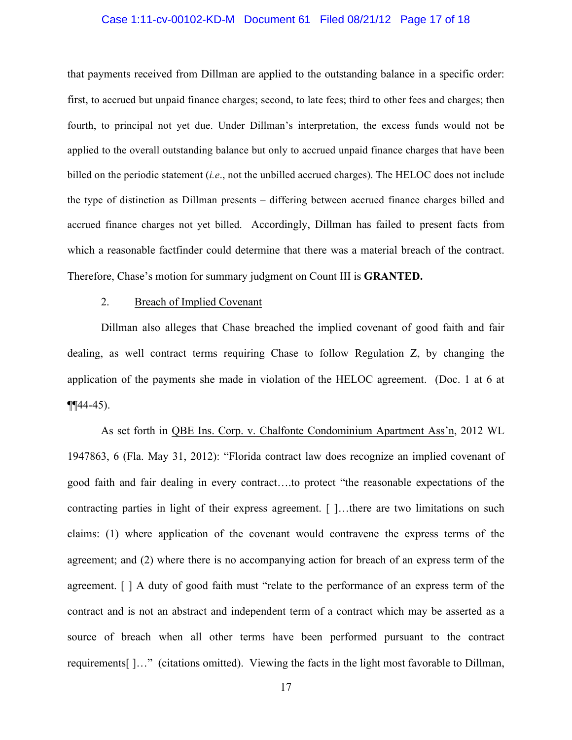that payments received from Dillman are applied to the outstanding balance in a specific order: first, to accrued but unpaid finance charges; second, to late fees; third to other fees and charges; then fourth, to principal not yet due. Under Dillman's interpretation, the excess funds would not be applied to the overall outstanding balance but only to accrued unpaid finance charges that have been billed on the periodic statement (*i.e*., not the unbilled accrued charges). The HELOC does not include the type of distinction as Dillman presents – differing between accrued finance charges billed and accrued finance charges not yet billed. Accordingly, Dillman has failed to present facts from which a reasonable factfinder could determine that there was a material breach of the contract. Therefore, Chase's motion for summary judgment on Count III is **GRANTED.**

2. Breach of Implied Covenant

Dillman also alleges that Chase breached the implied covenant of good faith and fair dealing, as well contract terms requiring Chase to follow Regulation Z, by changing the application of the payments she made in violation of the HELOC agreement. (Doc. 1 at 6 at ¶¶44-45).

As set forth in QBE Ins. Corp. v. Chalfonte Condominium Apartment Ass'n, 2012 WL 1947863, 6 (Fla. May 31, 2012): "Florida contract law does recognize an implied covenant of good faith and fair dealing in every contract….to protect "the reasonable expectations of the contracting parties in light of their express agreement. [ ]…there are two limitations on such claims: (1) where application of the covenant would contravene the express terms of the agreement; and (2) where there is no accompanying action for breach of an express term of the agreement. [ ] A duty of good faith must "relate to the performance of an express term of the contract and is not an abstract and independent term of a contract which may be asserted as a source of breach when all other terms have been performed pursuant to the contract requirements[ ]…" (citations omitted). Viewing the facts in the light most favorable to Dillman,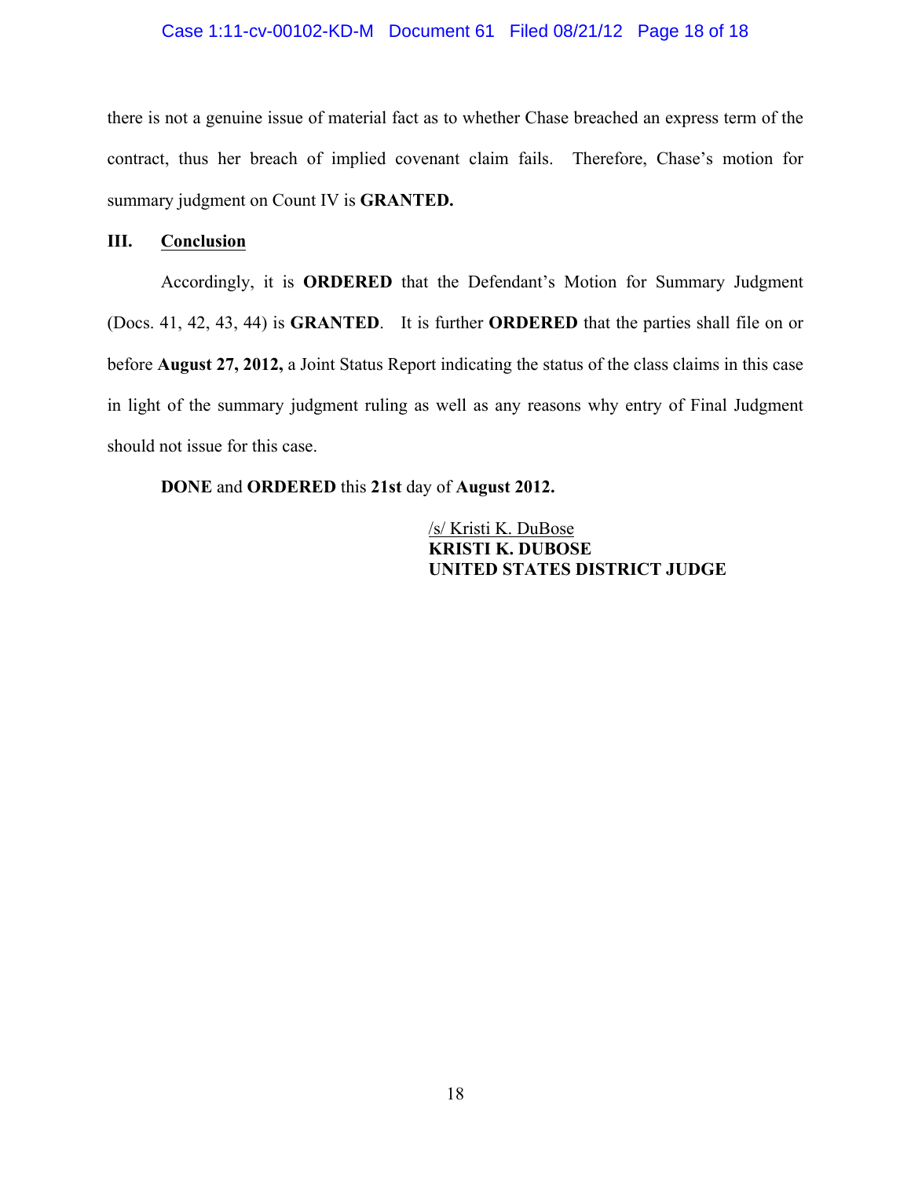there is not a genuine issue of material fact as to whether Chase breached an express term of the contract, thus her breach of implied covenant claim fails. Therefore, Chase's motion for summary judgment on Count IV is **GRANTED.**

## III. Conclusion

Accordingly, it is **ORDERED** that the Defendant's Motion for Summary Judgment (Docs. 41, 42, 43, 44) is **GRANTED**. It is further **ORDERED** that the parties shall file on or before **August 27, 2012,** a Joint Status Report indicating the status of the class claims in this case in light of the summary judgment ruling as well as any reasons why entry of Final Judgment should not issue for this case.

**DONE** and **ORDERED** this **21st** day of **August 2012.**

/s/ Kristi K. DuBose
**KRISTI K. DUBOSE**
**UNITED STATES DISTRICT JUDGE**